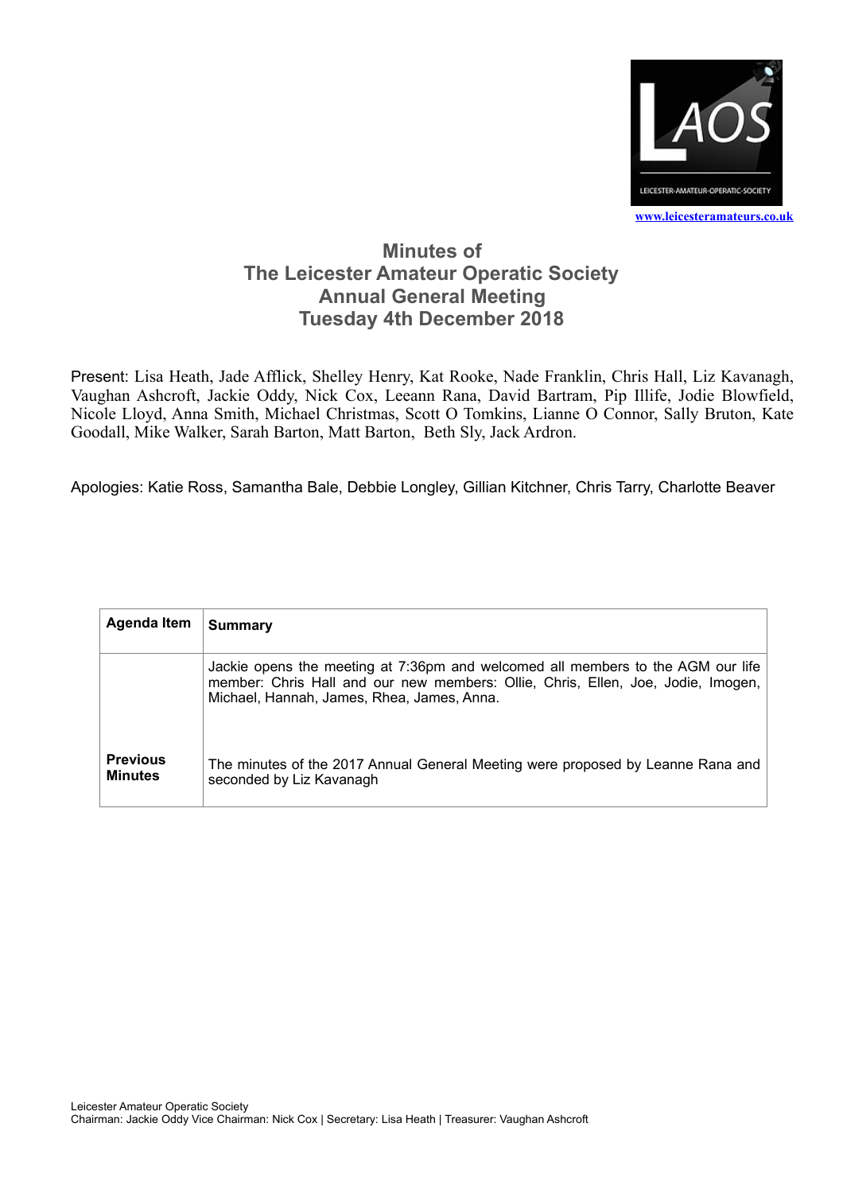www.leicesteramateurs.co.uk

# Minutes of
# The Leicester Amateur Operatic Society
# Annual General Meeting
# Tuesday 4th December 2018

Present: Lisa Heath, Jade Afflick, Shelley Henry, Kat Rooke, Nade Franklin, Chris Hall, Liz Kavanagh, Vaughan Ashcroft, Jackie Oddy, Nick Cox, Leeann Rana, David Bartram, Pip Illife, Jodie Blowfield, Nicole Lloyd, Anna Smith, Michael Christmas, Scott O Tomkins, Lianne O Connor, Sally Bruton, Kate Goodall, Mike Walker, Sarah Barton, Matt Barton, Beth Sly, Jack Ardron.

Apologies: Katie Ross, Samantha Bale, Debbie Longley, Gillian Kitchner, Chris Tarry, Charlotte Beaver

| Agenda Item | Summary |
|---|---|
| | Jackie opens the meeting at 7:36pm and welcomed all members to the AGM our life member: Chris Hall and our new members: Ollie, Chris, Ellen, Joe, Jodie, Imogen, Michael, Hannah, James, Rhea, James, Anna. |
| **Previous Minutes** | The minutes of the 2017 Annual General Meeting were proposed by Leanne Rana and seconded by Liz Kavanagh |

Leicester Amateur Operatic Society
Chairman: Jackie Oddy Vice Chairman: Nick Cox | Secretary: Lisa Heath | Treasurer: Vaughan Ashcroft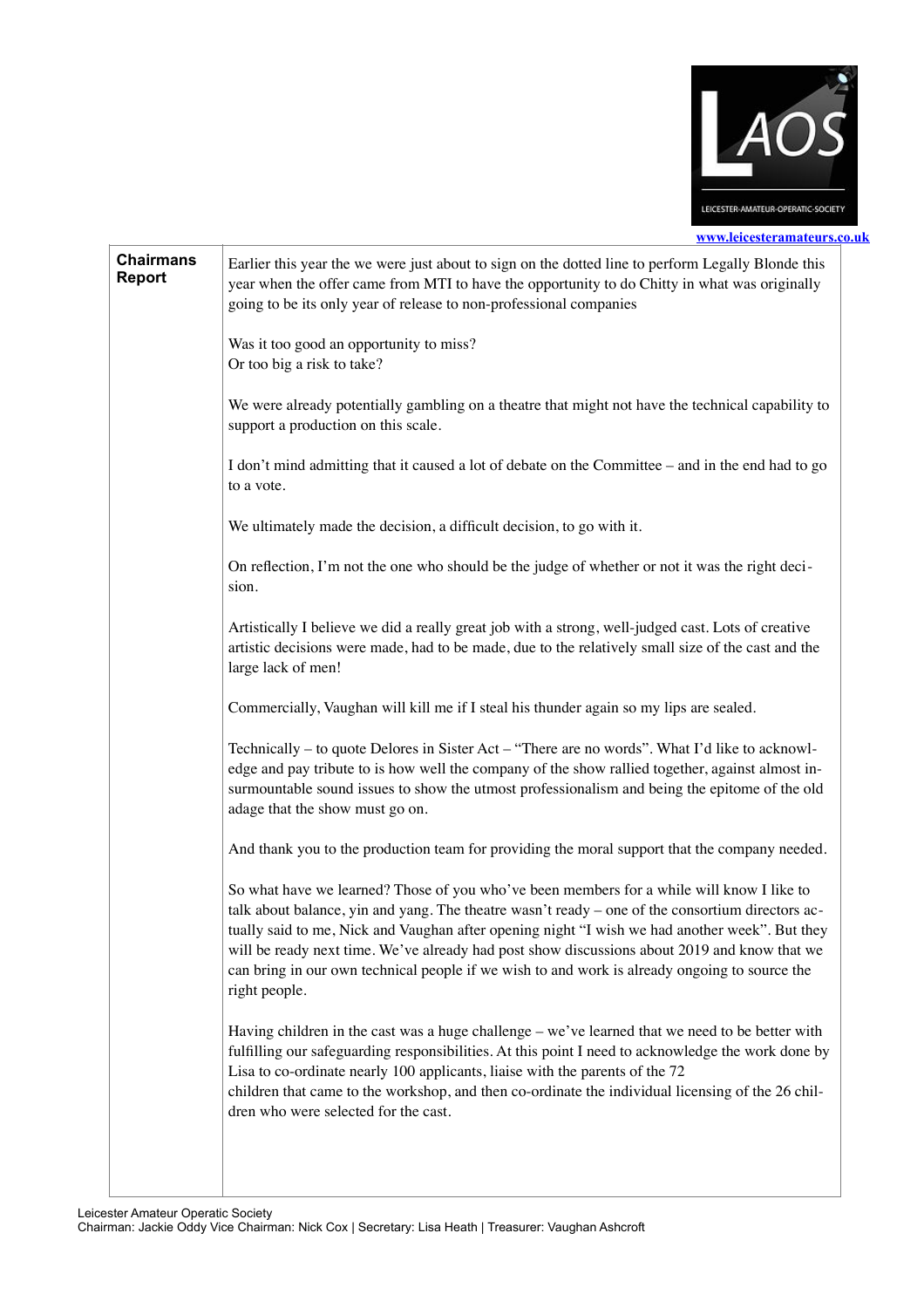LAOS

LEICESTER-AMATEUR-OPERATIC-SOCIETY

www.leicesteramateurs.co.uk

## Chairmans Report

Earlier this year the we were just about to sign on the dotted line to perform Legally Blonde this year when the offer came from MTI to have the opportunity to do Chitty in what was originally going to be its only year of release to non-professional companies

Was it too good an opportunity to miss?
Or too big a risk to take?

We were already potentially gambling on a theatre that might not have the technical capability to support a production on this scale.

I don't mind admitting that it caused a lot of debate on the Committee – and in the end had to go to a vote.

We ultimately made the decision, a difficult decision, to go with it.

On reflection, I'm not the one who should be the judge of whether or not it was the right decision.

Artistically I believe we did a really great job with a strong, well-judged cast. Lots of creative artistic decisions were made, had to be made, due to the relatively small size of the cast and the large lack of men!

Commercially, Vaughan will kill me if I steal his thunder again so my lips are sealed.

Technically – to quote Delores in Sister Act – "There are no words". What I'd like to acknowledge and pay tribute to is how well the company of the show rallied together, against almost insurmountable sound issues to show the utmost professionalism and being the epitome of the old adage that the show must go on.

And thank you to the production team for providing the moral support that the company needed.

So what have we learned? Those of you who've been members for a while will know I like to talk about balance, yin and yang. The theatre wasn't ready – one of the consortium directors actually said to me, Nick and Vaughan after opening night "I wish we had another week". But they will be ready next time. We've already had post show discussions about 2019 and know that we can bring in our own technical people if we wish to and work is already ongoing to source the right people.

Having children in the cast was a huge challenge – we've learned that we need to be better with fulfilling our safeguarding responsibilities. At this point I need to acknowledge the work done by Lisa to co-ordinate nearly 100 applicants, liaise with the parents of the 72 children that came to the workshop, and then co-ordinate the individual licensing of the 26 children who were selected for the cast.

Leicester Amateur Operatic Society
Chairman: Jackie Oddy Vice Chairman: Nick Cox | Secretary: Lisa Heath | Treasurer: Vaughan Ashcroft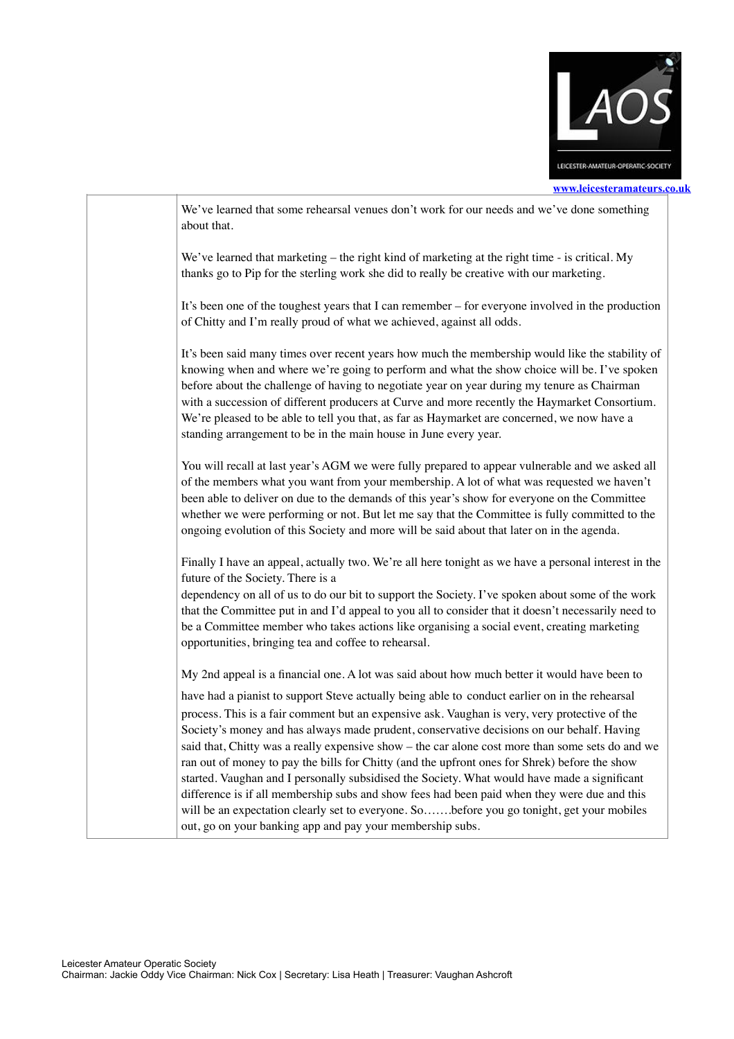We've learned that some rehearsal venues don't work for our needs and we've done something about that.

We've learned that marketing – the right kind of marketing at the right time - is critical. My thanks go to Pip for the sterling work she did to really be creative with our marketing.

It's been one of the toughest years that I can remember – for everyone involved in the production of Chitty and I'm really proud of what we achieved, against all odds.

It's been said many times over recent years how much the membership would like the stability of knowing when and where we're going to perform and what the show choice will be. I've spoken before about the challenge of having to negotiate year on year during my tenure as Chairman with a succession of different producers at Curve and more recently the Haymarket Consortium. We're pleased to be able to tell you that, as far as Haymarket are concerned, we now have a standing arrangement to be in the main house in June every year.

You will recall at last year's AGM we were fully prepared to appear vulnerable and we asked all of the members what you want from your membership. A lot of what was requested we haven't been able to deliver on due to the demands of this year's show for everyone on the Committee whether we were performing or not. But let me say that the Committee is fully committed to the ongoing evolution of this Society and more will be said about that later on in the agenda.

Finally I have an appeal, actually two. We're all here tonight as we have a personal interest in the future of the Society. There is a dependency on all of us to do our bit to support the Society. I've spoken about some of the work that the Committee put in and I'd appeal to you all to consider that it doesn't necessarily need to be a Committee member who takes actions like organising a social event, creating marketing opportunities, bringing tea and coffee to rehearsal.

My 2nd appeal is a financial one. A lot was said about how much better it would have been to have had a pianist to support Steve actually being able to conduct earlier on in the rehearsal process. This is a fair comment but an expensive ask. Vaughan is very, very protective of the Society's money and has always made prudent, conservative decisions on our behalf. Having said that, Chitty was a really expensive show – the car alone cost more than some sets do and we ran out of money to pay the bills for Chitty (and the upfront ones for Shrek) before the show started. Vaughan and I personally subsidised the Society. What would have made a significant difference is if all membership subs and show fees had been paid when they were due and this will be an expectation clearly set to everyone. So…….before you go tonight, get your mobiles out, go on your banking app and pay your membership subs.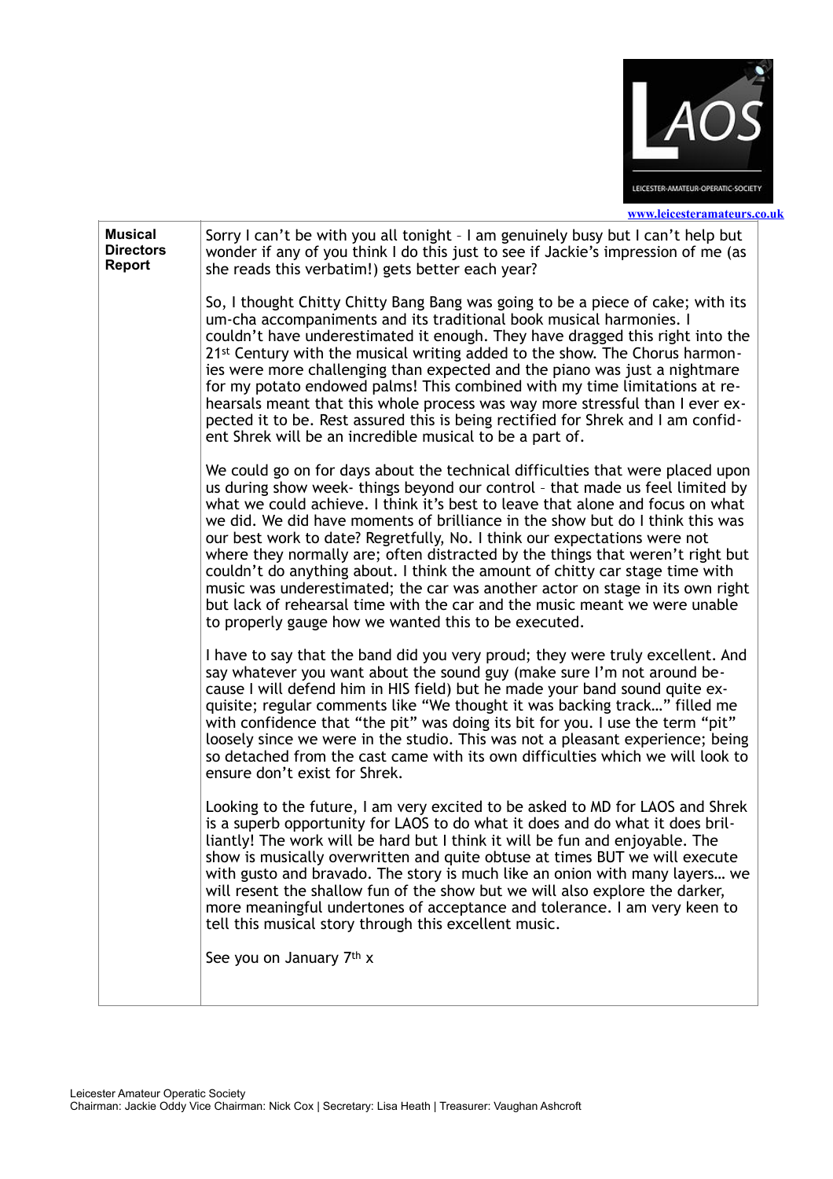LAOS

LEICESTER-AMATEUR-OPERATIC-SOCIETY

www.leicesteramateurs.co.uk

| **Musical Directors Report** | Sorry I can't be with you all tonight – I am genuinely busy but I can't help but wonder if any of you think I do this just to see if Jackie's impression of me (as she reads this verbatim!) gets better each year?<br><br>So, I thought Chitty Chitty Bang Bang was going to be a piece of cake; with its um-cha accompaniments and its traditional book musical harmonies. I couldn't have underestimated it enough. They have dragged this right into the 21st Century with the musical writing added to the show. The Chorus harmonies were more challenging than expected and the piano was just a nightmare for my potato endowed palms! This combined with my time limitations at rehearsals meant that this whole process was way more stressful than I ever expected it to be. Rest assured this is being rectified for Shrek and I am confident Shrek will be an incredible musical to be a part of.<br><br>We could go on for days about the technical difficulties that were placed upon us during show week- things beyond our control – that made us feel limited by what we could achieve. I think it's best to leave that alone and focus on what we did. We did have moments of brilliance in the show but do I think this was our best work to date? Regretfully, No. I think our expectations were not where they normally are; often distracted by the things that weren't right but couldn't do anything about. I think the amount of chitty car stage time with music was underestimated; the car was another actor on stage in its own right but lack of rehearsal time with the car and the music meant we were unable to properly gauge how we wanted this to be executed.<br><br>I have to say that the band did you very proud; they were truly excellent. And say whatever you want about the sound guy (make sure I'm not around because I will defend him in HIS field) but he made your band sound quite exquisite; regular comments like "We thought it was backing track…" filled me with confidence that "the pit" was doing its bit for you. I use the term "pit" loosely since we were in the studio. This was not a pleasant experience; being so detached from the cast came with its own difficulties which we will look to ensure don't exist for Shrek.<br><br>Looking to the future, I am very excited to be asked to MD for LAOS and Shrek is a superb opportunity for LAOS to do what it does and do what it does brilliantly! The work will be hard but I think it will be fun and enjoyable. The show is musically overwritten and quite obtuse at times BUT we will execute with gusto and bravado. The story is much like an onion with many layers… we will resent the shallow fun of the show but we will also explore the darker, more meaningful undertones of acceptance and tolerance. I am very keen to tell this musical story through this excellent music.<br><br>See you on January 7th x |
|---|---|

Leicester Amateur Operatic Society
Chairman: Jackie Oddy Vice Chairman: Nick Cox | Secretary: Lisa Heath | Treasurer: Vaughan Ashcroft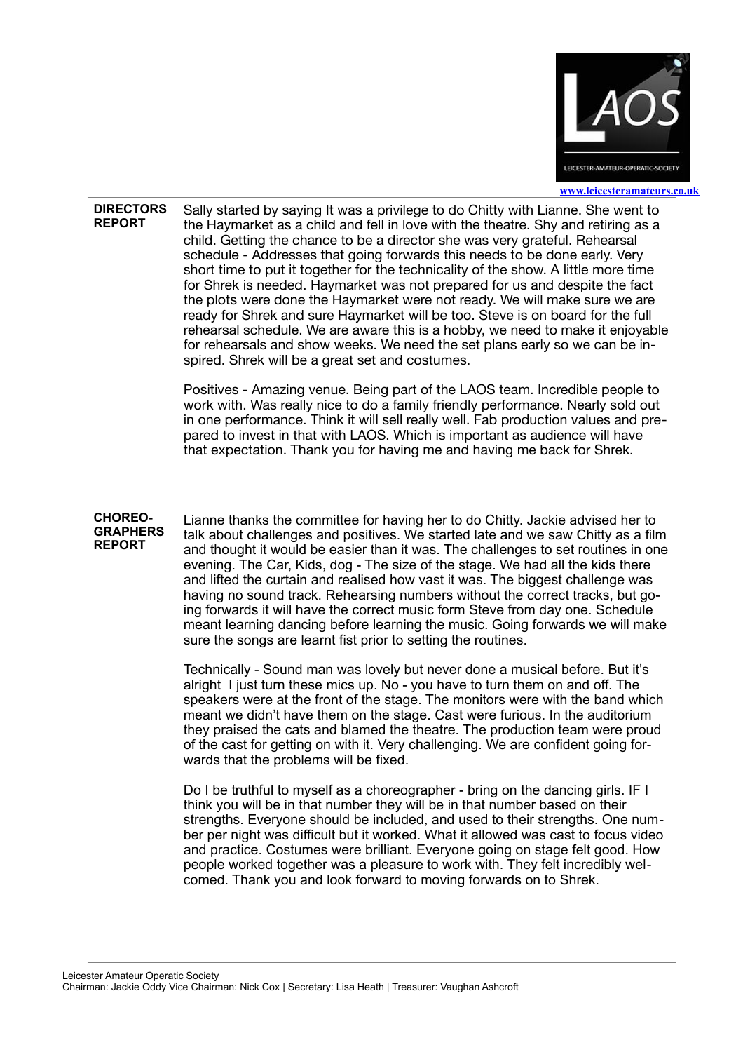www.leicesteramateurs.co.uk

| | |
|---|---|
| **DIRECTORS REPORT** | Sally started by saying It was a privilege to do Chitty with Lianne. She went to the Haymarket as a child and fell in love with the theatre. Shy and retiring as a child. Getting the chance to be a director she was very grateful. Rehearsal schedule - Addresses that going forwards this needs to be done early. Very short time to put it together for the technicality of the show. A little more time for Shrek is needed. Haymarket was not prepared for us and despite the fact the plots were done the Haymarket were not ready. We will make sure we are ready for Shrek and sure Haymarket will be too. Steve is on board for the full rehearsal schedule. We are aware this is a hobby, we need to make it enjoyable for rehearsals and show weeks. We need the set plans early so we can be inspired. Shrek will be a great set and costumes.<br><br>Positives - Amazing venue. Being part of the LAOS team. Incredible people to work with. Was really nice to do a family friendly performance. Nearly sold out in one performance. Think it will sell really well. Fab production values and prepared to invest in that with LAOS. Which is important as audience will have that expectation. Thank you for having me and having me back for Shrek. |
| **CHOREO-GRAPHERS REPORT** | Lianne thanks the committee for having her to do Chitty. Jackie advised her to talk about challenges and positives. We started late and we saw Chitty as a film and thought it would be easier than it was. The challenges to set routines in one evening. The Car, Kids, dog - The size of the stage. We had all the kids there and lifted the curtain and realised how vast it was. The biggest challenge was having no sound track. Rehearsing numbers without the correct tracks, but going forwards it will have the correct music form Steve from day one. Schedule meant learning dancing before learning the music. Going forwards we will make sure the songs are learnt fist prior to setting the routines.<br><br>Technically - Sound man was lovely but never done a musical before. But it's alright I just turn these mics up. No - you have to turn them on and off. The speakers were at the front of the stage. The monitors were with the band which meant we didn't have them on the stage. Cast were furious. In the auditorium they praised the cats and blamed the theatre. The production team were proud of the cast for getting on with it. Very challenging. We are confident going forwards that the problems will be fixed.<br><br>Do I be truthful to myself as a choreographer - bring on the dancing girls. IF I think you will be in that number they will be in that number based on their strengths. Everyone should be included, and used to their strengths. One number per night was difficult but it worked. What it allowed was cast to focus video and practice. Costumes were brilliant. Everyone going on stage felt good. How people worked together was a pleasure to work with. They felt incredibly welcomed. Thank you and look forward to moving forwards on to Shrek. |

Leicester Amateur Operatic Society
Chairman: Jackie Oddy Vice Chairman: Nick Cox | Secretary: Lisa Heath | Treasurer: Vaughan Ashcroft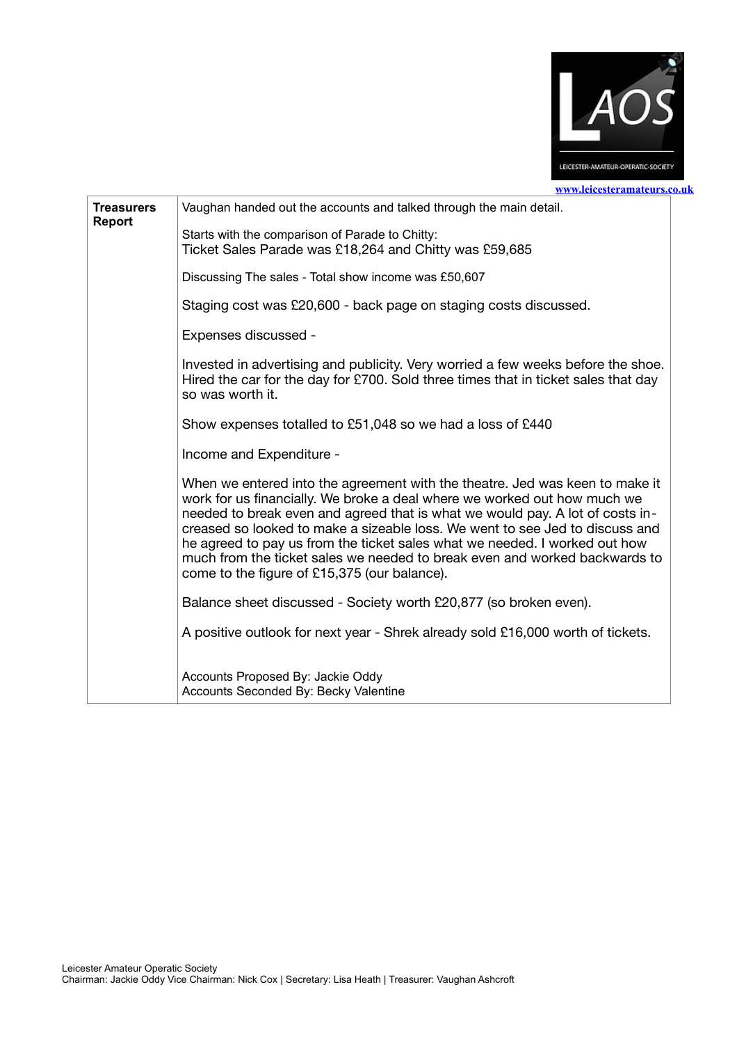LAOS

LEICESTER AMATEUR OPERATIC SOCIETY

www.leicesteramateurs.co.uk

| **Treasurers Report** | Vaughan handed out the accounts and talked through the main detail.<br><br>Starts with the comparison of Parade to Chitty:<br>Ticket Sales Parade was £18,264 and Chitty was £59,685<br><br>Discussing The sales - Total show income was £50,607<br><br>Staging cost was £20,600 - back page on staging costs discussed.<br><br>Expenses discussed -<br><br>Invested in advertising and publicity. Very worried a few weeks before the shoe. Hired the car for the day for £700. Sold three times that in ticket sales that day so was worth it.<br><br>Show expenses totalled to £51,048 so we had a loss of £440<br><br>Income and Expenditure -<br><br>When we entered into the agreement with the theatre. Jed was keen to make it work for us financially. We broke a deal where we worked out how much we needed to break even and agreed that is what we would pay. A lot of costs increased so looked to make a sizeable loss. We went to see Jed to discuss and he agreed to pay us from the ticket sales what we needed. I worked out how much from the ticket sales we needed to break even and worked backwards to come to the figure of £15,375 (our balance).<br><br>Balance sheet discussed - Society worth £20,877 (so broken even).<br><br>A positive outlook for next year - Shrek already sold £16,000 worth of tickets.<br><br>Accounts Proposed By: Jackie Oddy<br>Accounts Seconded By: Becky Valentine |
|---|---|

Leicester Amateur Operatic Society
Chairman: Jackie Oddy Vice Chairman: Nick Cox | Secretary: Lisa Heath | Treasurer: Vaughan Ashcroft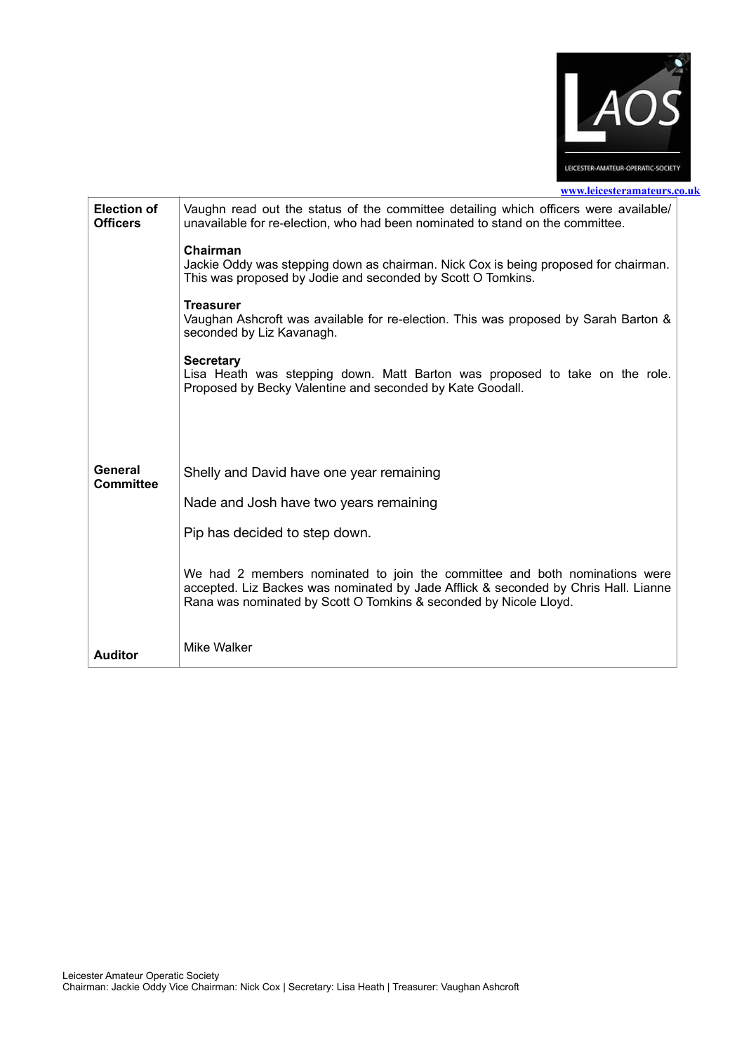www.leicesteramateurs.co.uk

| | |
|---|---|
| **Election of Officers** | Vaughn read out the status of the committee detailing which officers were available/ unavailable for re-election, who had been nominated to stand on the committee.<br><br>**Chairman**<br>Jackie Oddy was stepping down as chairman. Nick Cox is being proposed for chairman. This was proposed by Jodie and seconded by Scott O Tomkins.<br><br>**Treasurer**<br>Vaughan Ashcroft was available for re-election. This was proposed by Sarah Barton & seconded by Liz Kavanagh.<br><br>**Secretary**<br>Lisa Heath was stepping down. Matt Barton was proposed to take on the role. Proposed by Becky Valentine and seconded by Kate Goodall. |
| **General Committee** | Shelly and David have one year remaining<br><br>Nade and Josh have two years remaining<br><br>Pip has decided to step down.<br><br>We had 2 members nominated to join the committee and both nominations were accepted. Liz Backes was nominated by Jade Afflick & seconded by Chris Hall. Lianne Rana was nominated by Scott O Tomkins & seconded by Nicole Lloyd. |
| **Auditor** | Mike Walker |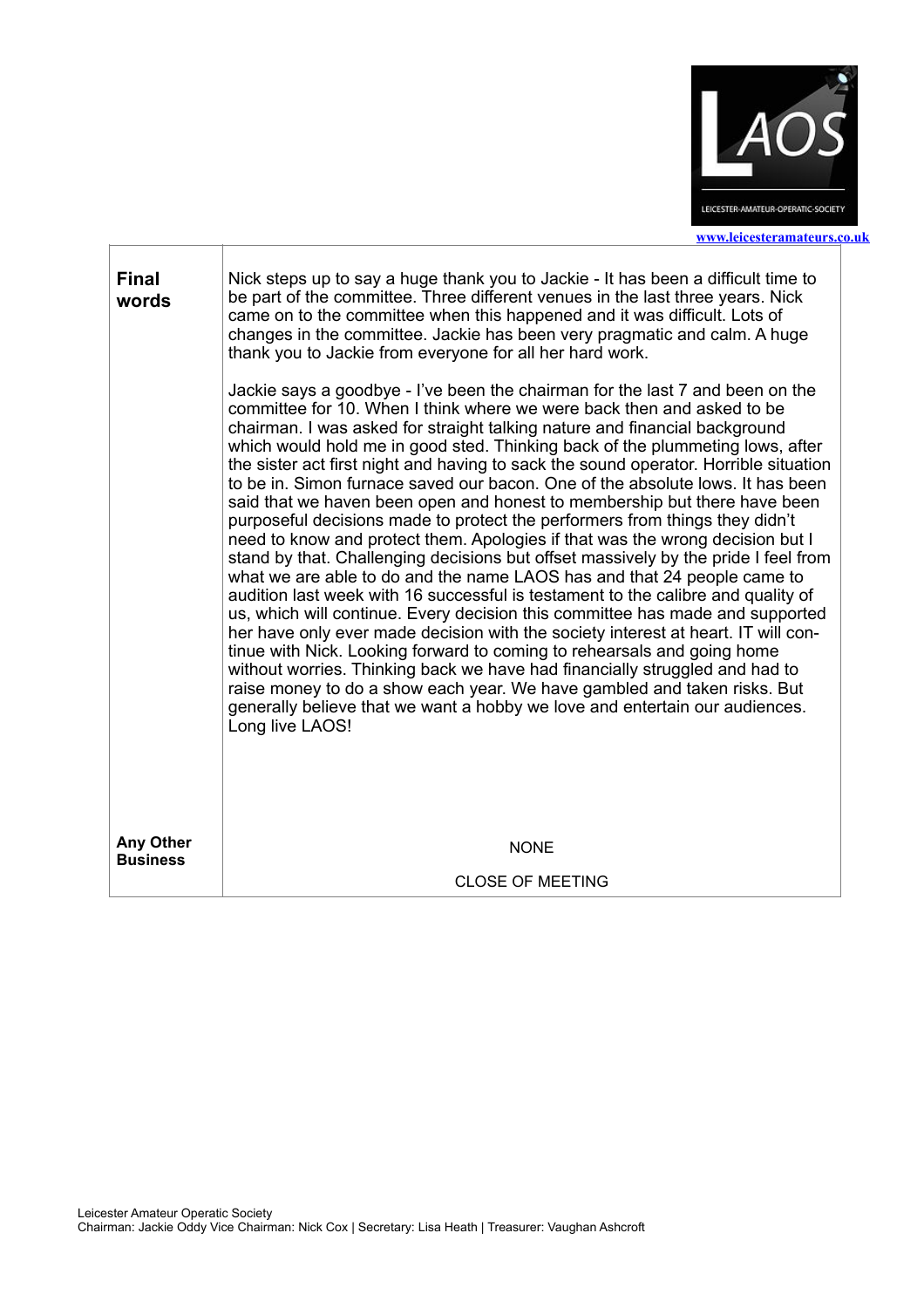www.leicesteramateurs.co.uk

| | |
|---|---|
| **Final words** | Nick steps up to say a huge thank you to Jackie - It has been a difficult time to be part of the committee. Three different venues in the last three years. Nick came on to the committee when this happened and it was difficult. Lots of changes in the committee. Jackie has been very pragmatic and calm. A huge thank you to Jackie from everyone for all her hard work.<br><br>Jackie says a goodbye - I've been the chairman for the last 7 and been on the committee for 10. When I think where we were back then and asked to be chairman. I was asked for straight talking nature and financial background which would hold me in good sted. Thinking back of the plummeting lows, after the sister act first night and having to sack the sound operator. Horrible situation to be in. Simon furnace saved our bacon. One of the absolute lows. It has been said that we haven been open and honest to membership but there have been purposeful decisions made to protect the performers from things they didn't need to know and protect them. Apologies if that was the wrong decision but I stand by that. Challenging decisions but offset massively by the pride I feel from what we are able to do and the name LAOS has and that 24 people came to audition last week with 16 successful is testament to the calibre and quality of us, which will continue. Every decision this committee has made and supported her have only ever made decision with the society interest at heart. IT will continue with Nick. Looking forward to coming to rehearsals and going home without worries. Thinking back we have had financially struggled and had to raise money to do a show each year. We have gambled and taken risks. But generally believe that we want a hobby we love and entertain our audiences. Long live LAOS! |
| **Any Other Business** | NONE<br><br>CLOSE OF MEETING |

Leicester Amateur Operatic Society
Chairman: Jackie Oddy Vice Chairman: Nick Cox | Secretary: Lisa Heath | Treasurer: Vaughan Ashcroft